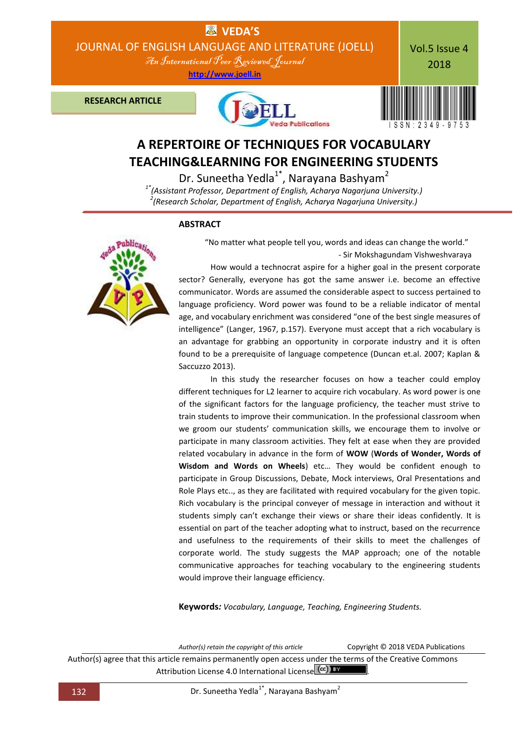RESEARCH ARTICLE

# A REPERTOIRE OF TECHNIQUES FOR VOCABULARY TEACHING&LEARNING FOR ENGINEERING STUDENTS

Dr. Suneetha Yedla[1*], Narayana Bashyam[2]

[1*] *(Assistant Professor, Department of English, Acharya Nagarjuna University.)*
[2] *(Research Scholar, Department of English, Acharya Nagarjuna University.)*

## ABSTRACT

"No matter what people tell you, words and ideas can change the world."
- Sir Mokshagundam Vishweshvaraya

How would a technocrat aspire for a higher goal in the present corporate sector? Generally, everyone has got the same answer i.e. become an effective communicator. Words are assumed the considerable aspect to success pertained to language proficiency. Word power was found to be a reliable indicator of mental age, and vocabulary enrichment was considered "one of the best single measures of intelligence" (Langer, 1967, p.157). Everyone must accept that a rich vocabulary is an advantage for grabbing an opportunity in corporate industry and it is often found to be a prerequisite of language competence (Duncan et.al. 2007; Kaplan & Saccuzzo 2013).

In this study the researcher focuses on how a teacher could employ different techniques for L2 learner to acquire rich vocabulary. As word power is one of the significant factors for the language proficiency, the teacher must strive to train students to improve their communication. In the professional classroom when we groom our students' communication skills, we encourage them to involve or participate in many classroom activities. They felt at ease when they are provided related vocabulary in advance in the form of **WOW** (**Words of Wonder, Words of Wisdom and Words on Wheels**) etc… They would be confident enough to participate in Group Discussions, Debate, Mock interviews, Oral Presentations and Role Plays etc.., as they are facilitated with required vocabulary for the given topic. Rich vocabulary is the principal conveyer of message in interaction and without it students simply can't exchange their views or share their ideas confidently. It is essential on part of the teacher adopting what to instruct, based on the recurrence and usefulness to the requirements of their skills to meet the challenges of corporate world. The study suggests the MAP approach; one of the notable communicative approaches for teaching vocabulary to the engineering students would improve their language efficiency.

**Keywords***:* *Vocabulary, Language, Teaching, Engineering Students.*

*Author(s) retain the copyright of this article* Copyright © 2018 VEDA Publications

Author(s) agree that this article remains permanently open access under the terms of the Creative Commons Attribution License 4.0 International License.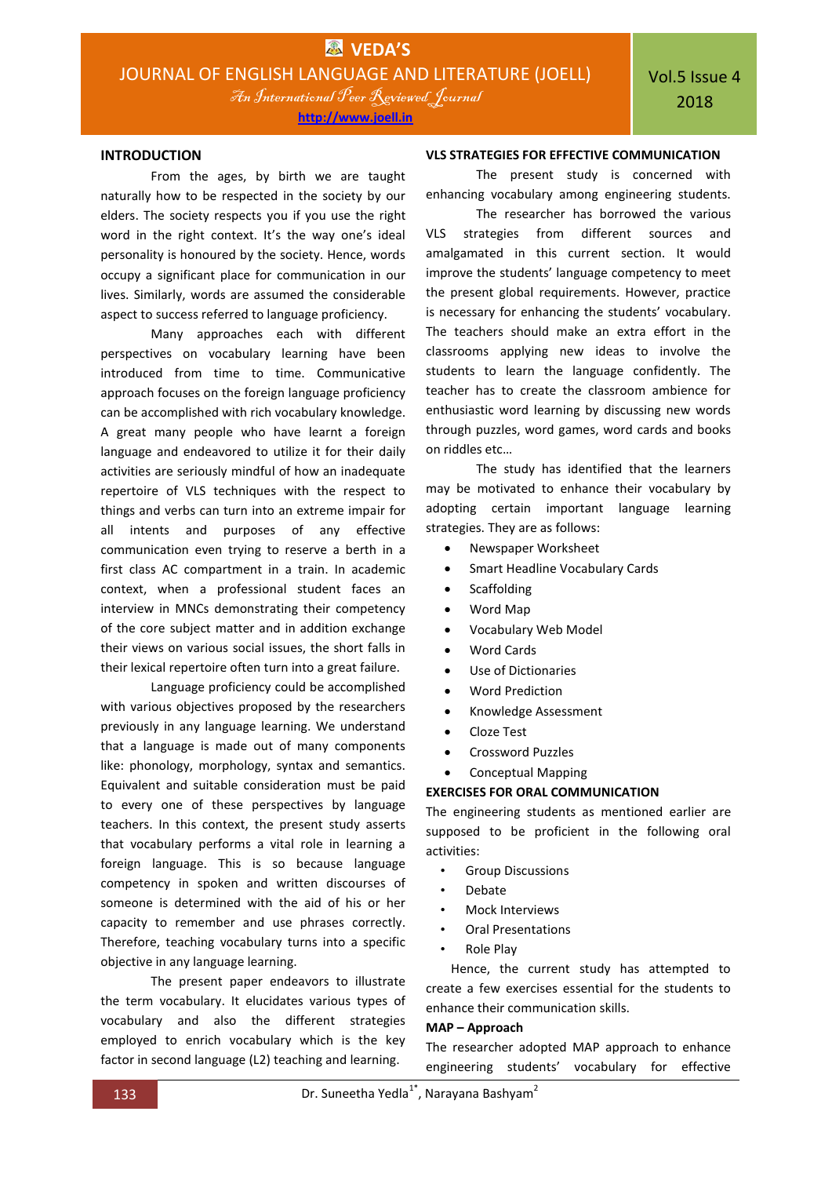## INTRODUCTION

From the ages, by birth we are taught naturally how to be respected in the society by our elders. The society respects you if you use the right word in the right context. It's the way one's ideal personality is honoured by the society. Hence, words occupy a significant place for communication in our lives. Similarly, words are assumed the considerable aspect to success referred to language proficiency.

Many approaches each with different perspectives on vocabulary learning have been introduced from time to time. Communicative approach focuses on the foreign language proficiency can be accomplished with rich vocabulary knowledge. A great many people who have learnt a foreign language and endeavored to utilize it for their daily activities are seriously mindful of how an inadequate repertoire of VLS techniques with the respect to things and verbs can turn into an extreme impair for all intents and purposes of any effective communication even trying to reserve a berth in a first class AC compartment in a train. In academic context, when a professional student faces an interview in MNCs demonstrating their competency of the core subject matter and in addition exchange their views on various social issues, the short falls in their lexical repertoire often turn into a great failure.

Language proficiency could be accomplished with various objectives proposed by the researchers previously in any language learning. We understand that a language is made out of many components like: phonology, morphology, syntax and semantics. Equivalent and suitable consideration must be paid to every one of these perspectives by language teachers. In this context, the present study asserts that vocabulary performs a vital role in learning a foreign language. This is so because language competency in spoken and written discourses of someone is determined with the aid of his or her capacity to remember and use phrases correctly. Therefore, teaching vocabulary turns into a specific objective in any language learning.

The present paper endeavors to illustrate the term vocabulary. It elucidates various types of vocabulary and also the different strategies employed to enrich vocabulary which is the key factor in second language (L2) teaching and learning.

## VLS STRATEGIES FOR EFFECTIVE COMMUNICATION

The present study is concerned with enhancing vocabulary among engineering students.

The researcher has borrowed the various VLS strategies from different sources and amalgamated in this current section. It would improve the students' language competency to meet the present global requirements. However, practice is necessary for enhancing the students' vocabulary. The teachers should make an extra effort in the classrooms applying new ideas to involve the students to learn the language confidently. The teacher has to create the classroom ambience for enthusiastic word learning by discussing new words through puzzles, word games, word cards and books on riddles etc…

The study has identified that the learners may be motivated to enhance their vocabulary by adopting certain important language learning strategies. They are as follows:

- Newspaper Worksheet
- Smart Headline Vocabulary Cards
- Scaffolding
- Word Map
- Vocabulary Web Model
- Word Cards
- Use of Dictionaries
- Word Prediction
- Knowledge Assessment
- Cloze Test
- Crossword Puzzles
- Conceptual Mapping

## EXERCISES FOR ORAL COMMUNICATION

The engineering students as mentioned earlier are supposed to be proficient in the following oral activities:

- Group Discussions
- Debate
- Mock Interviews
- Oral Presentations
- Role Play

Hence, the current study has attempted to create a few exercises essential for the students to enhance their communication skills.

### MAP – Approach

The researcher adopted MAP approach to enhance engineering students' vocabulary for effective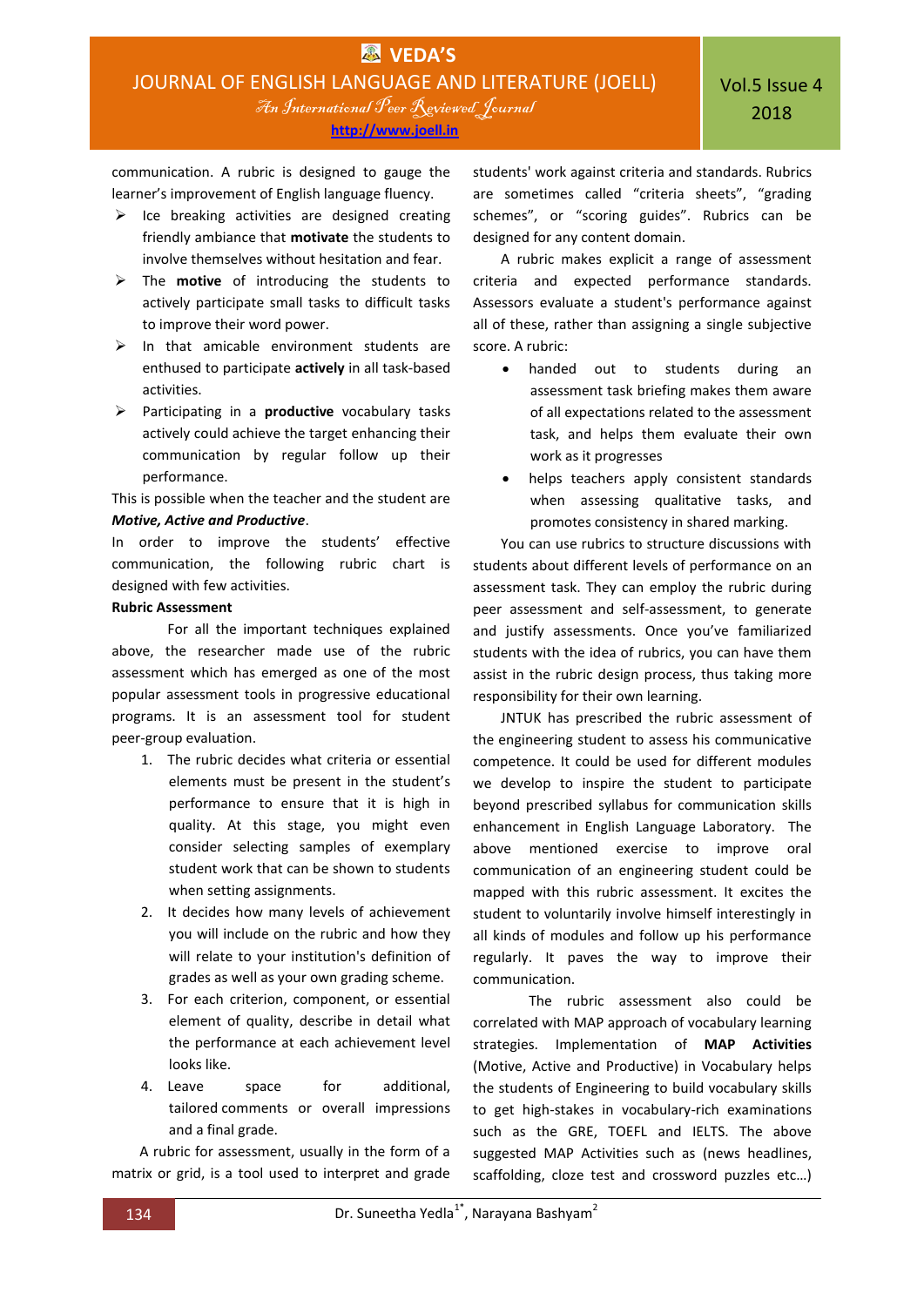communication. A rubric is designed to gauge the learner's improvement of English language fluency.

- Ice breaking activities are designed creating friendly ambiance that **motivate** the students to involve themselves without hesitation and fear.
- The **motive** of introducing the students to actively participate small tasks to difficult tasks to improve their word power.
- In that amicable environment students are enthused to participate **actively** in all task-based activities.
- Participating in a **productive** vocabulary tasks actively could achieve the target enhancing their communication by regular follow up their performance.

This is possible when the teacher and the student are ***Motive, Active and Productive***.

In order to improve the students' effective communication, the following rubric chart is designed with few activities.

**Rubric Assessment**

For all the important techniques explained above, the researcher made use of the rubric assessment which has emerged as one of the most popular assessment tools in progressive educational programs. It is an assessment tool for student peer-group evaluation.

1. The rubric decides what criteria or essential elements must be present in the student's performance to ensure that it is high in quality. At this stage, you might even consider selecting samples of exemplary student work that can be shown to students when setting assignments.
2. It decides how many levels of achievement you will include on the rubric and how they will relate to your institution's definition of grades as well as your own grading scheme.
3. For each criterion, component, or essential element of quality, describe in detail what the performance at each achievement level looks like.
4. Leave space for additional, tailored comments or overall impressions and a final grade.

A rubric for assessment, usually in the form of a matrix or grid, is a tool used to interpret and grade students' work against criteria and standards. Rubrics are sometimes called "criteria sheets", "grading schemes", or "scoring guides". Rubrics can be designed for any content domain.

A rubric makes explicit a range of assessment criteria and expected performance standards. Assessors evaluate a student's performance against all of these, rather than assigning a single subjective score. A rubric:

- handed out to students during an assessment task briefing makes them aware of all expectations related to the assessment task, and helps them evaluate their own work as it progresses
- helps teachers apply consistent standards when assessing qualitative tasks, and promotes consistency in shared marking.

You can use rubrics to structure discussions with students about different levels of performance on an assessment task. They can employ the rubric during peer assessment and self-assessment, to generate and justify assessments. Once you've familiarized students with the idea of rubrics, you can have them assist in the rubric design process, thus taking more responsibility for their own learning.

JNTUK has prescribed the rubric assessment of the engineering student to assess his communicative competence. It could be used for different modules we develop to inspire the student to participate beyond prescribed syllabus for communication skills enhancement in English Language Laboratory. The above mentioned exercise to improve oral communication of an engineering student could be mapped with this rubric assessment. It excites the student to voluntarily involve himself interestingly in all kinds of modules and follow up his performance regularly. It paves the way to improve their communication.

The rubric assessment also could be correlated with MAP approach of vocabulary learning strategies. Implementation of **MAP Activities** (Motive, Active and Productive) in Vocabulary helps the students of Engineering to build vocabulary skills to get high-stakes in vocabulary-rich examinations such as the GRE, TOEFL and IELTS. The above suggested MAP Activities such as (news headlines, scaffolding, cloze test and crossword puzzles etc…)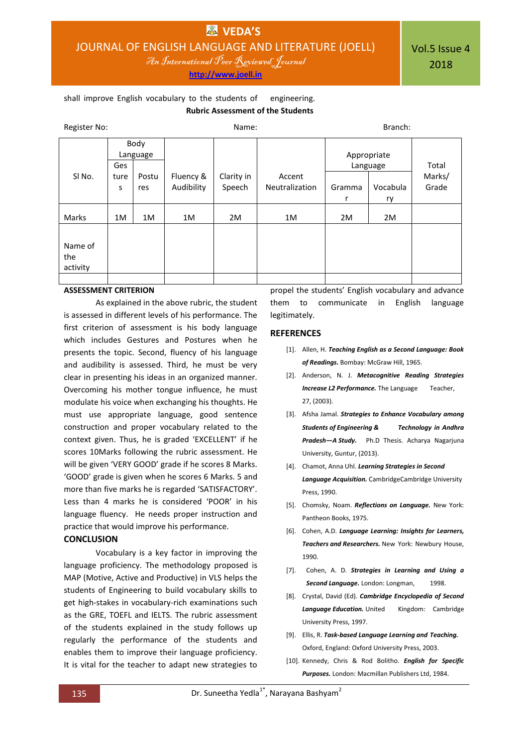shall improve English vocabulary to the students of engineering.

**Rubric Assessment of the Students**

Register No: Name: Branch:

| Sl No. | Body Language | | Fluency & Audibility | Clarity in Speech | Accent Neutralization | Appropriate Language | | Total Marks/ Grade |
|---|---|---|---|---|---|---|---|---|
| | Gestures | Postures | | | | Grammar | Vocabulary | |
| Marks | 1M | 1M | 1M | 2M | 1M | 2M | 2M | |
| Name of the activity | | | | | | | | |
| | | | | | | | | |

**ASSESSMENT CRITERION**

As explained in the above rubric, the student is assessed in different levels of his performance. The first criterion of assessment is his body language which includes Gestures and Postures when he presents the topic. Second, fluency of his language and audibility is assessed. Third, he must be very clear in presenting his ideas in an organized manner. Overcoming his mother tongue influence, he must modulate his voice when exchanging his thoughts. He must use appropriate language, good sentence construction and proper vocabulary related to the context given. Thus, he is graded 'EXCELLENT' if he scores 10Marks following the rubric assessment. He will be given 'VERY GOOD' grade if he scores 8 Marks. 'GOOD' grade is given when he scores 6 Marks. 5 and more than five marks he is regarded 'SATISFACTORY'. Less than 4 marks he is considered 'POOR' in his language fluency. He needs proper instruction and practice that would improve his performance.

**CONCLUSION**

Vocabulary is a key factor in improving the language proficiency. The methodology proposed is MAP (Motive, Active and Productive) in VLS helps the students of Engineering to build vocabulary skills to get high-stakes in vocabulary-rich examinations such as the GRE, TOEFL and IELTS. The rubric assessment of the students explained in the study follows up regularly the performance of the students and enables them to improve their language proficiency. It is vital for the teacher to adapt new strategies to propel the students' English vocabulary and advance them to communicate in English language legitimately.

## REFERENCES

[1]. Allen, H. ***Teaching English as a Second Language: Book of Readings.*** Bombay: McGraw Hill, 1965.

[2]. Anderson, N. J. ***Metacognitive Reading Strategies Increase L2 Performance.*** The Language Teacher, 27, (2003).

[3]. Afsha Jamal. ***Strategies to Enhance Vocabulary among Students of Engineering & Technology in Andhra Pradesh—A Study.*** Ph.D Thesis. Acharya Nagarjuna University, Guntur, (2013).

[4]. Chamot, Anna Uhl. ***Learning Strategies in Second Language Acquisition.*** CambridgeCambridge University Press, 1990.

[5]. Chomsky, Noam. ***Reflections on Language.*** New York: Pantheon Books, 1975.

[6]. Cohen, A.D. ***Language Learning: Insights for Learners, Teachers and Researchers.*** New York: Newbury House, 1990.

[7]. Cohen, A. D. ***Strategies in Learning and Using a Second Language.*** London: Longman, 1998.

[8]. Crystal, David (Ed). ***Cambridge Encyclopedia of Second Language Education.*** United Kingdom: Cambridge University Press, 1997.

[9]. Ellis, R. ***Task-based Language Learning and Teaching.*** Oxford, England: Oxford University Press, 2003.

[10]. Kennedy, Chris & Rod Bolitho. ***English for Specific Purposes.*** London: Macmillan Publishers Ltd, 1984.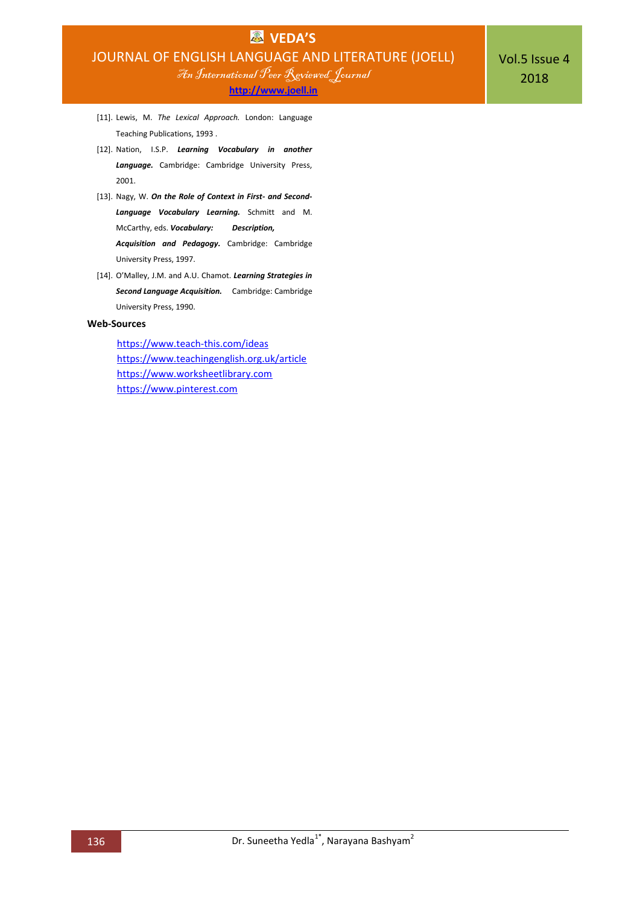[11]. Lewis, M. *The Lexical Approach.* London: Language Teaching Publications, 1993 .

[12]. Nation, I.S.P. ***Learning Vocabulary in another Language.*** Cambridge: Cambridge University Press, 2001.

[13]. Nagy, W. ***On the Role of Context in First- and Second-Language Vocabulary Learning.*** Schmitt and M. McCarthy, eds. ***Vocabulary: Description, Acquisition and Pedagogy.*** Cambridge: Cambridge University Press, 1997.

[14]. O'Malley, J.M. and A.U. Chamot. ***Learning Strategies in Second Language Acquisition.*** Cambridge: Cambridge University Press, 1990.

**Web-Sources**

https://www.teach-this.com/ideas
https://www.teachingenglish.org.uk/article
https://www.worksheetlibrary.com
https://www.pinterest.com